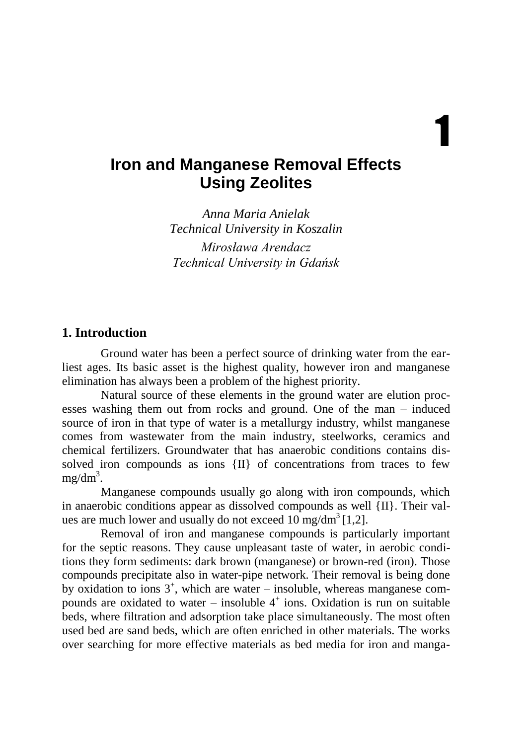# 1

# Iron and Manganese Removal Effects Using Zeolites

*Anna Maria Anielak*
*Technical University in Koszalin*

*Mirosława Arendacz*
*Technical University in Gdańsk*

## 1. Introduction

Ground water has been a perfect source of drinking water from the earliest ages. Its basic asset is the highest quality, however iron and manganese elimination has always been a problem of the highest priority.

Natural source of these elements in the ground water are elution processes washing them out from rocks and ground. One of the man – induced source of iron in that type of water is a metallurgy industry, whilst manganese comes from wastewater from the main industry, steelworks, ceramics and chemical fertilizers. Groundwater that has anaerobic conditions contains dissolved iron compounds as ions {II} of concentrations from traces to few $mg/dm^3$.

Manganese compounds usually go along with iron compounds, which in anaerobic conditions appear as dissolved compounds as well {II}. Their values are much lower and usually do not exceed 10 $mg/dm^3$ [1,2].

Removal of iron and manganese compounds is particularly important for the septic reasons. They cause unpleasant taste of water, in aerobic conditions they form sediments: dark brown (manganese) or brown-red (iron). Those compounds precipitate also in water-pipe network. Their removal is being done by oxidation to ions $3^+$, which are water – insoluble, whereas manganese compounds are oxidated to water – insoluble $4^+$ ions. Oxidation is run on suitable beds, where filtration and adsorption take place simultaneously. The most often used bed are sand beds, which are often enriched in other materials. The works over searching for more effective materials as bed media for iron and manga-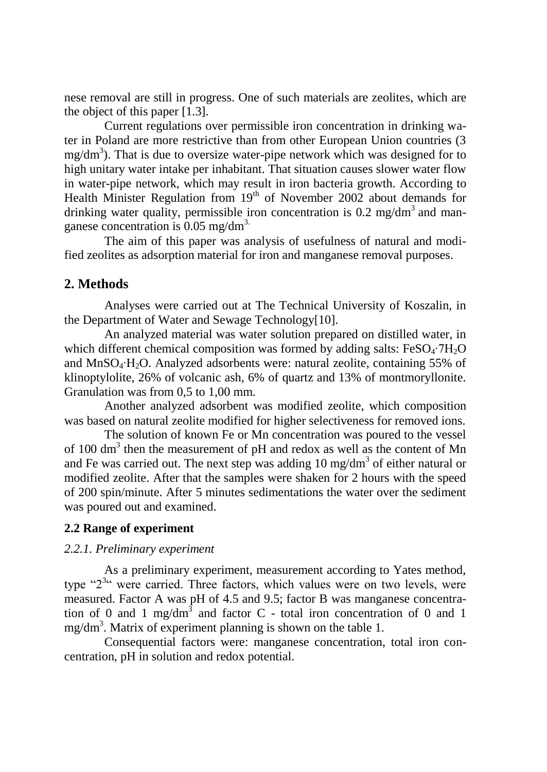nese removal are still in progress. One of such materials are zeolites, which are the object of this paper [1.3].

Current regulations over permissible iron concentration in drinking water in Poland are more restrictive than from other European Union countries (3 $mg/dm^3$). That is due to oversize water-pipe network which was designed for to high unitary water intake per inhabitant. That situation causes slower water flow in water-pipe network, which may result in iron bacteria growth. According to Health Minister Regulation from 19th of November 2002 about demands for drinking water quality, permissible iron concentration is 0.2 $mg/dm^3$ and manganese concentration is 0.05 $mg/dm^3$.

The aim of this paper was analysis of usefulness of natural and modified zeolites as adsorption material for iron and manganese removal purposes.

## 2. Methods

Analyses were carried out at The Technical University of Koszalin, in the Department of Water and Sewage Technology[10].

An analyzed material was water solution prepared on distilled water, in which different chemical composition was formed by adding salts: $FeSO_4 \cdot 7H_2O$ and $MnSO_4 \cdot H_2O$. Analyzed adsorbents were: natural zeolite, containing 55% of klinoptylolite, 26% of volcanic ash, 6% of quartz and 13% of montmoryllonite. Granulation was from 0,5 to 1,00 mm.

Another analyzed adsorbent was modified zeolite, which composition was based on natural zeolite modified for higher selectiveness for removed ions.

The solution of known Fe or Mn concentration was poured to the vessel of 100 $dm^3$ then the measurement of pH and redox as well as the content of Mn and Fe was carried out. The next step was adding 10 $mg/dm^3$ of either natural or modified zeolite. After that the samples were shaken for 2 hours with the speed of 200 spin/minute. After 5 minutes sedimentations the water over the sediment was poured out and examined.

### 2.2 Range of experiment

#### *2.2.1. Preliminary experiment*

As a preliminary experiment, measurement according to Yates method, type "$2^3$" were carried. Three factors, which values were on two levels, were measured. Factor A was pH of 4.5 and 9.5; factor B was manganese concentration of 0 and 1 $mg/dm^3$ and factor C - total iron concentration of 0 and 1 $mg/dm^3$. Matrix of experiment planning is shown on the table 1.

Consequential factors were: manganese concentration, total iron concentration, pH in solution and redox potential.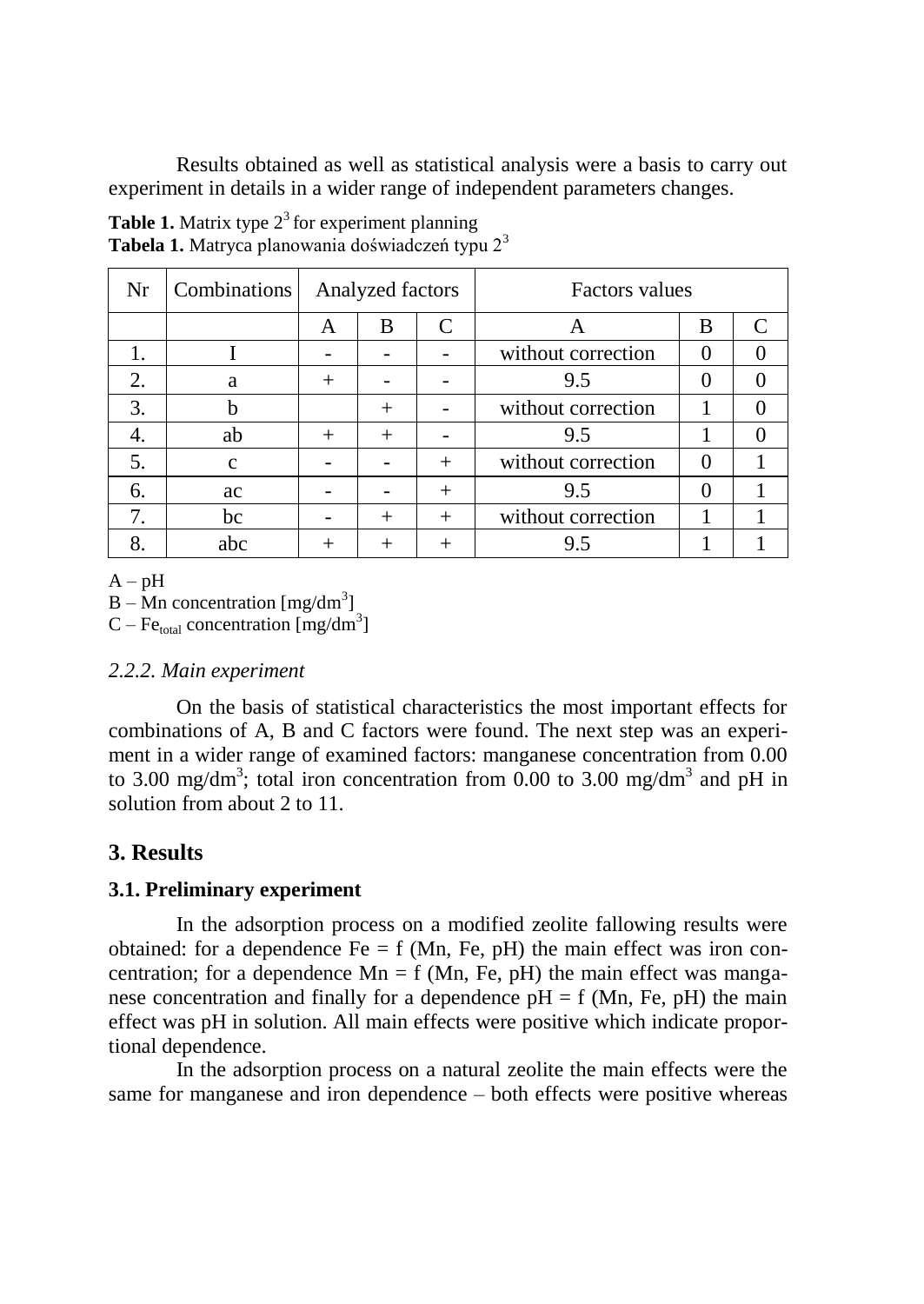Results obtained as well as statistical analysis were a basis to carry out experiment in details in a wider range of independent parameters changes.

**Table 1.** Matrix type $2^3$ for experiment planning
**Tabela 1.** Matryca planowania doświadczeń typu $2^3$

| Nr | Combinations | Analyzed factors | | | Factors values | | |
|---|---|---|---|---|---|---|---|
| | | A | B | C | A | B | C |
| 1. | I | - | - | - | without correction | 0 | 0 |
| 2. | a | + | - | - | 9.5 | 0 | 0 |
| 3. | b | | + | - | without correction | 1 | 0 |
| 4. | ab | + | + | - | 9.5 | 1 | 0 |
| 5. | c | - | - | + | without correction | 0 | 1 |
| 6. | ac | - | - | + | 9.5 | 0 | 1 |
| 7. | bc | - | + | + | without correction | 1 | 1 |
| 8. | abc | + | + | + | 9.5 | 1 | 1 |

A – pH
B – Mn concentration [mg/dm$^3$]
C – $Fe_{total}$ concentration [mg/dm$^3$]

### *2.2.2. Main experiment*

On the basis of statistical characteristics the most important effects for combinations of A, B and C factors were found. The next step was an experiment in a wider range of examined factors: manganese concentration from 0.00 to 3.00 mg/dm$^3$; total iron concentration from 0.00 to 3.00 mg/dm$^3$ and pH in solution from about 2 to 11.

## 3. Results

### 3.1. Preliminary experiment

In the adsorption process on a modified zeolite fallowing results were obtained: for a dependence Fe = f (Mn, Fe, pH) the main effect was iron concentration; for a dependence Mn = f (Mn, Fe, pH) the main effect was manganese concentration and finally for a dependence pH = f (Mn, Fe, pH) the main effect was pH in solution. All main effects were positive which indicate proportional dependence.

In the adsorption process on a natural zeolite the main effects were the same for manganese and iron dependence – both effects were positive whereas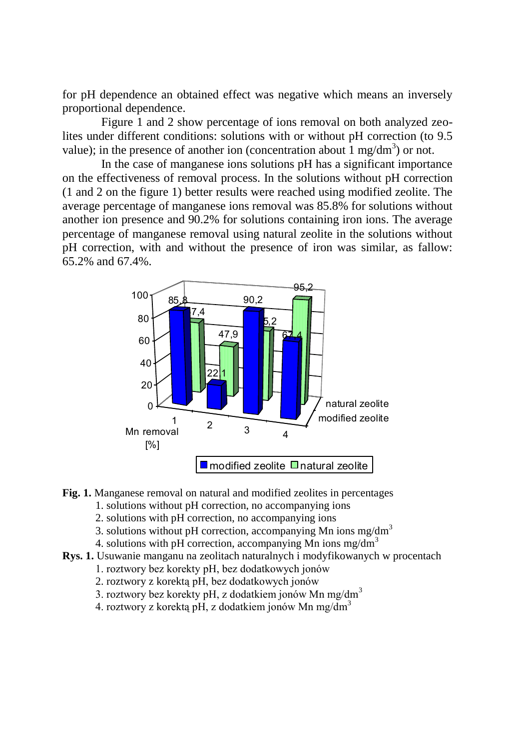for pH dependence an obtained effect was negative which means an inversely proportional dependence.

Figure 1 and 2 show percentage of ions removal on both analyzed zeolites under different conditions: solutions with or without pH correction (to 9.5 value); in the presence of another ion (concentration about 1 mg/dm$^3$) or not.

In the case of manganese ions solutions pH has a significant importance on the effectiveness of removal process. In the solutions without pH correction (1 and 2 on the figure 1) better results were reached using modified zeolite. The average percentage of manganese ions removal was 85.8% for solutions without another ion presence and 90.2% for solutions containing iron ions. The average percentage of manganese removal using natural zeolite in the solutions without pH correction, with and without the presence of iron was similar, as fallow: 65.2% and 67.4%.

**Fig. 1.** Manganese removal on natural and modified zeolites in percentages
1. solutions without pH correction, no accompanying ions
2. solutions with pH correction, no accompanying ions
3. solutions without pH correction, accompanying Mn ions mg/dm$^3$
4. solutions with pH correction, accompanying Mn ions mg/dm$^3$

**Rys. 1.** Usuwanie manganu na zeolitach naturalnych i modyfikowanych w procentach
1. roztwory bez korekty pH, bez dodatkowych jonów
2. roztwory z korektą pH, bez dodatkowych jonów
3. roztwory bez korekty pH, z dodatkiem jonów Mn mg/dm$^3$
4. roztwory z korektą pH, z dodatkiem jonów Mn mg/dm$^3$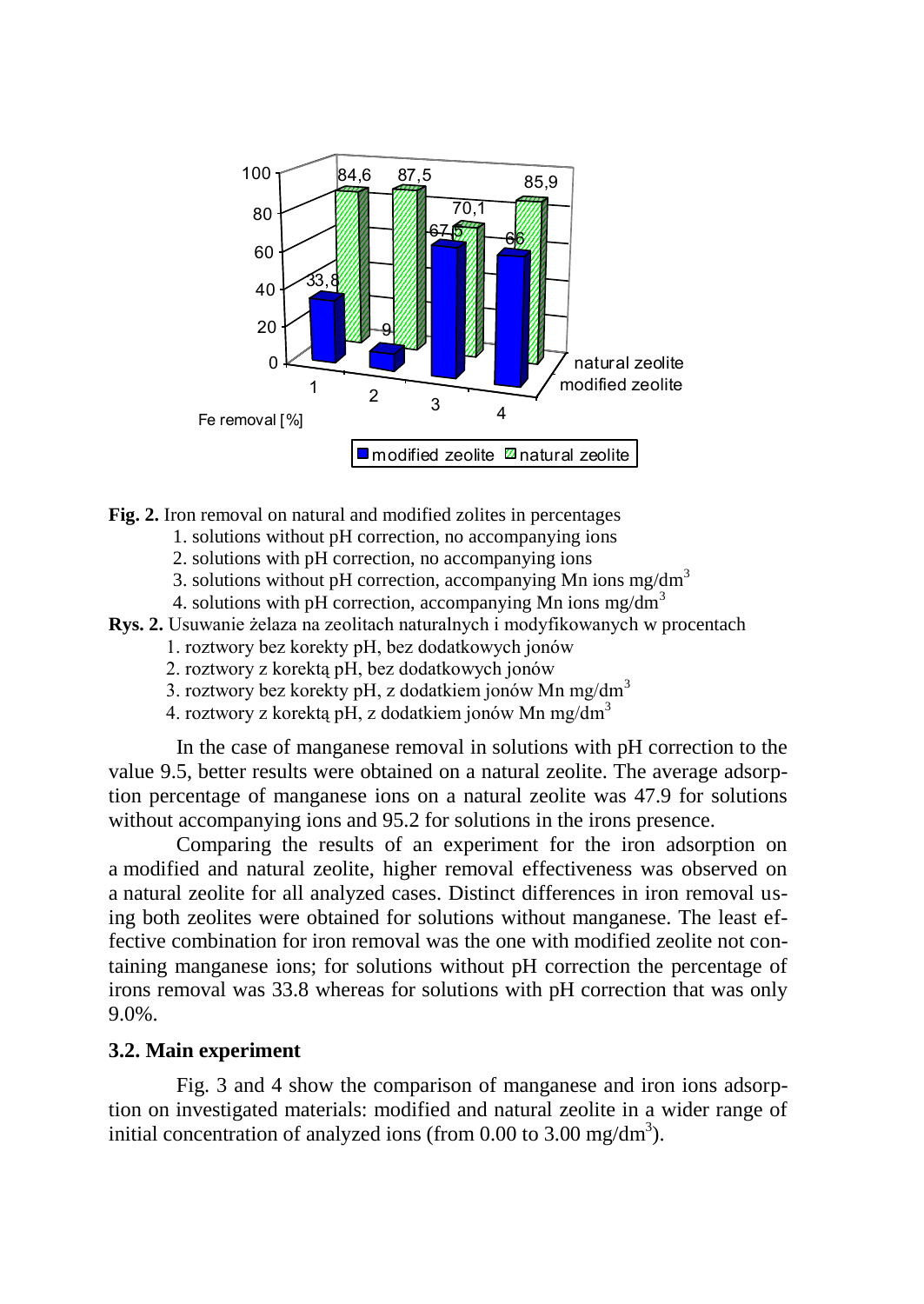**Fig. 2.** Iron removal on natural and modified zolites in percentages

1. solutions without pH correction, no accompanying ions
2. solutions with pH correction, no accompanying ions
3. solutions without pH correction, accompanying Mn ions mg/dm$^3$
4. solutions with pH correction, accompanying Mn ions mg/dm$^3$

**Rys. 2.** Usuwanie żelaza na zeolitach naturalnych i modyfikowanych w procentach

1. roztwory bez korekty pH, bez dodatkowych jonów
2. roztwory z korektą pH, bez dodatkowych jonów
3. roztwory bez korekty pH, z dodatkiem jonów Mn mg/dm$^3$
4. roztwory z korektą pH, z dodatkiem jonów Mn mg/dm$^3$

In the case of manganese removal in solutions with pH correction to the value 9.5, better results were obtained on a natural zeolite. The average adsorption percentage of manganese ions on a natural zeolite was 47.9 for solutions without accompanying ions and 95.2 for solutions in the irons presence.

Comparing the results of an experiment for the iron adsorption on a modified and natural zeolite, higher removal effectiveness was observed on a natural zeolite for all analyzed cases. Distinct differences in iron removal using both zeolites were obtained for solutions without manganese. The least effective combination for iron removal was the one with modified zeolite not containing manganese ions; for solutions without pH correction the percentage of irons removal was 33.8 whereas for solutions with pH correction that was only 9.0%.

### 3.2. Main experiment

Fig. 3 and 4 show the comparison of manganese and iron ions adsorption on investigated materials: modified and natural zeolite in a wider range of initial concentration of analyzed ions (from 0.00 to 3.00 mg/dm$^3$).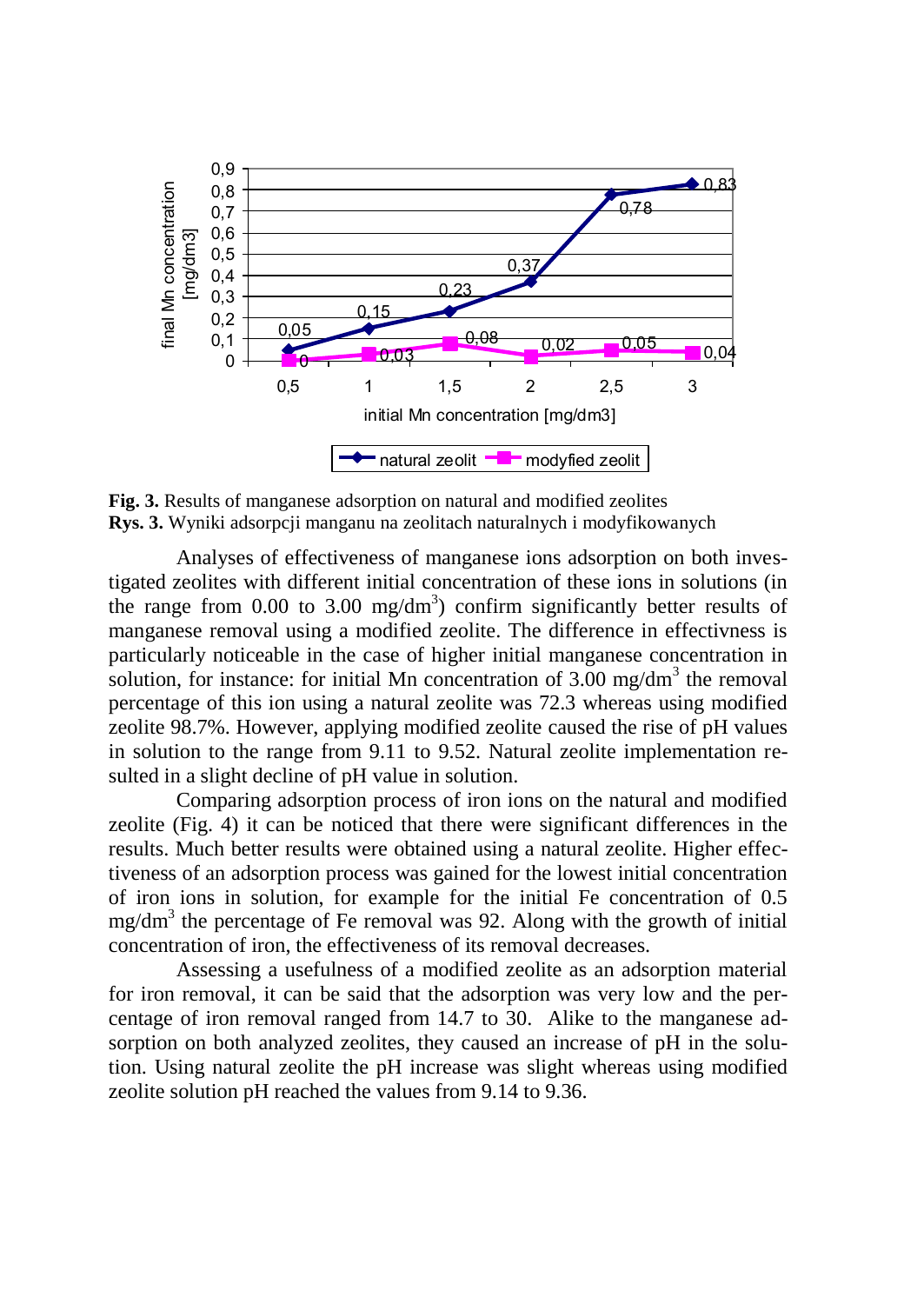**Fig. 3.** Results of manganese adsorption on natural and modified zeolites
**Rys. 3.** Wyniki adsorpcji manganu na zeolitach naturalnych i modyfikowanych

Analyses of effectiveness of manganese ions adsorption on both investigated zeolites with different initial concentration of these ions in solutions (in the range from 0.00 to 3.00 mg/dm$^3$) confirm significantly better results of manganese removal using a modified zeolite. The difference in effectivness is particularly noticeable in the case of higher initial manganese concentration in solution, for instance: for initial Mn concentration of 3.00 mg/dm$^3$ the removal percentage of this ion using a natural zeolite was 72.3 whereas using modified zeolite 98.7%. However, applying modified zeolite caused the rise of pH values in solution to the range from 9.11 to 9.52. Natural zeolite implementation resulted in a slight decline of pH value in solution.

Comparing adsorption process of iron ions on the natural and modified zeolite (Fig. 4) it can be noticed that there were significant differences in the results. Much better results were obtained using a natural zeolite. Higher effectiveness of an adsorption process was gained for the lowest initial concentration of iron ions in solution, for example for the initial Fe concentration of 0.5 mg/dm$^3$ the percentage of Fe removal was 92. Along with the growth of initial concentration of iron, the effectiveness of its removal decreases.

Assessing a usefulness of a modified zeolite as an adsorption material for iron removal, it can be said that the adsorption was very low and the percentage of iron removal ranged from 14.7 to 30. Alike to the manganese adsorption on both analyzed zeolites, they caused an increase of pH in the solution. Using natural zeolite the pH increase was slight whereas using modified zeolite solution pH reached the values from 9.14 to 9.36.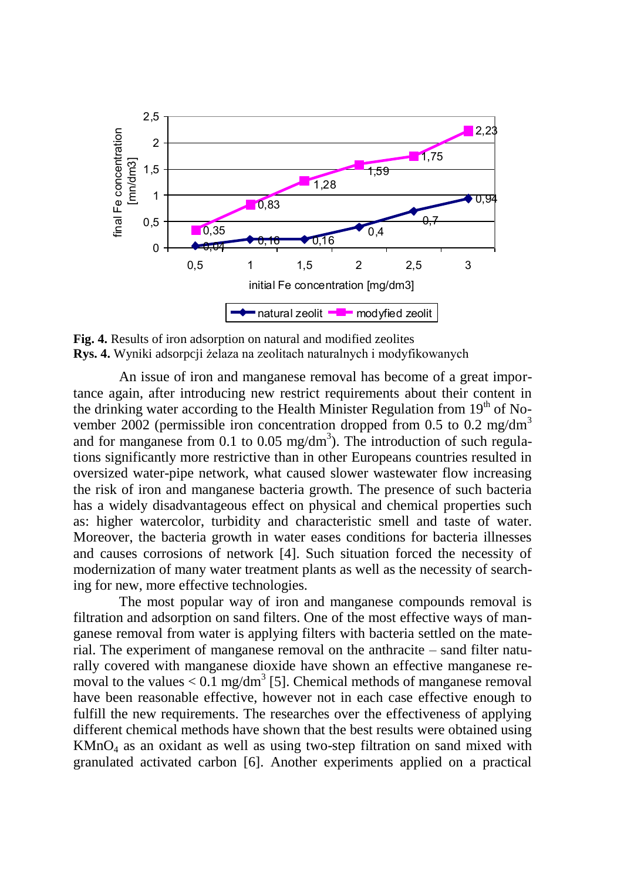**Fig. 4.** Results of iron adsorption on natural and modified zeolites
**Rys. 4.** Wyniki adsorpcji żelaza na zeolitach naturalnych i modyfikowanych

An issue of iron and manganese removal has become of a great importance again, after introducing new restrict requirements about their content in the drinking water according to the Health Minister Regulation from 19th of November 2002 (permissible iron concentration dropped from 0.5 to 0.2 $mg/dm^3$ and for manganese from 0.1 to 0.05 $mg/dm^3$). The introduction of such regulations significantly more restrictive than in other Europeans countries resulted in oversized water-pipe network, what caused slower wastewater flow increasing the risk of iron and manganese bacteria growth. The presence of such bacteria has a widely disadvantageous effect on physical and chemical properties such as: higher watercolor, turbidity and characteristic smell and taste of water. Moreover, the bacteria growth in water eases conditions for bacteria illnesses and causes corrosions of network [4]. Such situation forced the necessity of modernization of many water treatment plants as well as the necessity of searching for new, more effective technologies.

The most popular way of iron and manganese compounds removal is filtration and adsorption on sand filters. One of the most effective ways of manganese removal from water is applying filters with bacteria settled on the material. The experiment of manganese removal on the anthracite – sand filter naturally covered with manganese dioxide have shown an effective manganese removal to the values < 0.1 $mg/dm^3$ [5]. Chemical methods of manganese removal have been reasonable effective, however not in each case effective enough to fulfill the new requirements. The researches over the effectiveness of applying different chemical methods have shown that the best results were obtained using $KMnO_4$ as an oxidant as well as using two-step filtration on sand mixed with granulated activated carbon [6]. Another experiments applied on a practical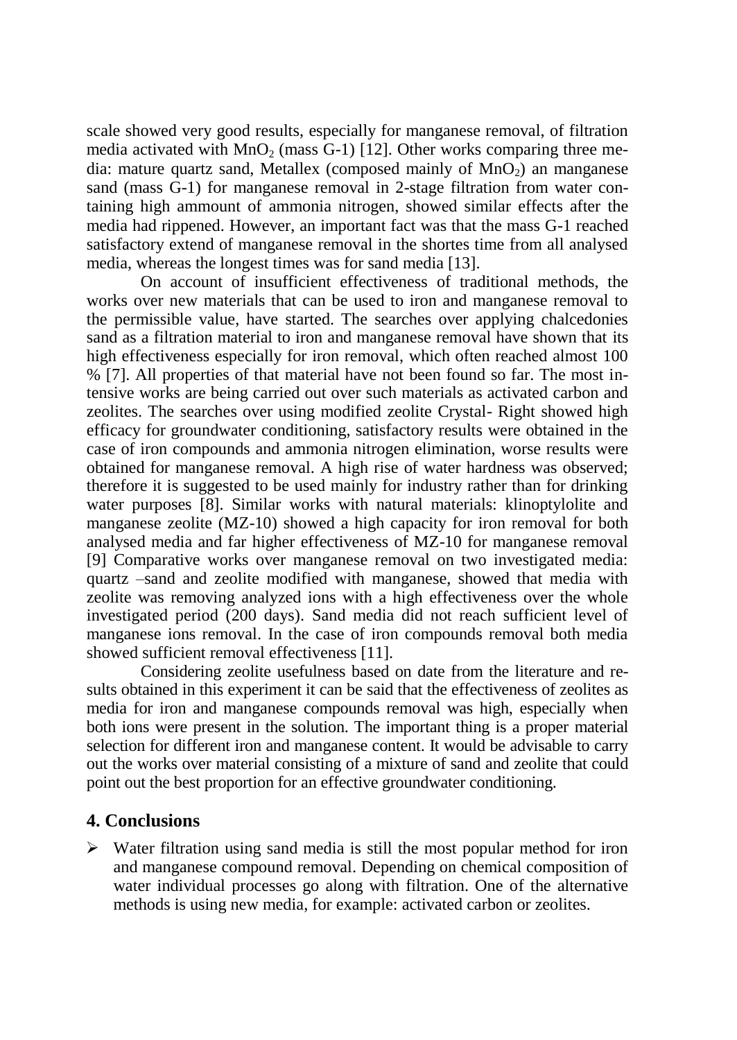scale showed very good results, especially for manganese removal, of filtration media activated with $MnO_2$ (mass G-1) [12]. Other works comparing three media: mature quartz sand, Metallex (composed mainly of $MnO_2$) an manganese sand (mass G-1) for manganese removal in 2-stage filtration from water containing high ammount of ammonia nitrogen, showed similar effects after the media had rippened. However, an important fact was that the mass G-1 reached satisfactory extend of manganese removal in the shortes time from all analysed media, whereas the longest times was for sand media [13].

On account of insufficient effectiveness of traditional methods, the works over new materials that can be used to iron and manganese removal to the permissible value, have started. The searches over applying chalcedonies sand as a filtration material to iron and manganese removal have shown that its high effectiveness especially for iron removal, which often reached almost 100 % [7]. All properties of that material have not been found so far. The most intensive works are being carried out over such materials as activated carbon and zeolites. The searches over using modified zeolite Crystal- Right showed high efficacy for groundwater conditioning, satisfactory results were obtained in the case of iron compounds and ammonia nitrogen elimination, worse results were obtained for manganese removal. A high rise of water hardness was observed; therefore it is suggested to be used mainly for industry rather than for drinking water purposes [8]. Similar works with natural materials: klinoptylolite and manganese zeolite (MZ-10) showed a high capacity for iron removal for both analysed media and far higher effectiveness of MZ-10 for manganese removal [9] Comparative works over manganese removal on two investigated media: quartz –sand and zeolite modified with manganese, showed that media with zeolite was removing analyzed ions with a high effectiveness over the whole investigated period (200 days). Sand media did not reach sufficient level of manganese ions removal. In the case of iron compounds removal both media showed sufficient removal effectiveness [11].

Considering zeolite usefulness based on date from the literature and results obtained in this experiment it can be said that the effectiveness of zeolites as media for iron and manganese compounds removal was high, especially when both ions were present in the solution. The important thing is a proper material selection for different iron and manganese content. It would be advisable to carry out the works over material consisting of a mixture of sand and zeolite that could point out the best proportion for an effective groundwater conditioning.

## 4. Conclusions

- Water filtration using sand media is still the most popular method for iron and manganese compound removal. Depending on chemical composition of water individual processes go along with filtration. One of the alternative methods is using new media, for example: activated carbon or zeolites.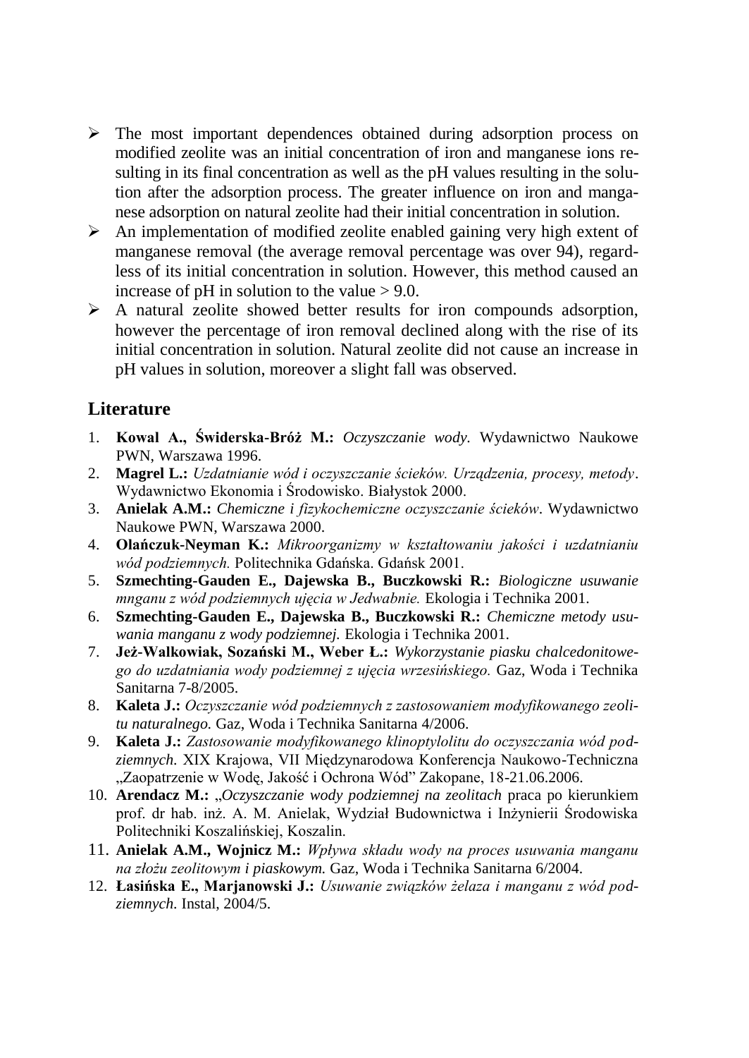- The most important dependences obtained during adsorption process on modified zeolite was an initial concentration of iron and manganese ions resulting in its final concentration as well as the pH values resulting in the solution after the adsorption process. The greater influence on iron and manganese adsorption on natural zeolite had their initial concentration in solution.
- An implementation of modified zeolite enabled gaining very high extent of manganese removal (the average removal percentage was over 94), regardless of its initial concentration in solution. However, this method caused an increase of pH in solution to the value > 9.0.
- A natural zeolite showed better results for iron compounds adsorption, however the percentage of iron removal declined along with the rise of its initial concentration in solution. Natural zeolite did not cause an increase in pH values in solution, moreover a slight fall was observed.

## Literature

1. **Kowal A., Świderska-Bróż M.:** *Oczyszczanie wody.* Wydawnictwo Naukowe PWN, Warszawa 1996.
2. **Magrel L.:** *Uzdatnianie wód i oczyszczanie ścieków. Urządzenia, procesy, metody*. Wydawnictwo Ekonomia i Środowisko. Białystok 2000.
3. **Anielak A.M.:** *Chemiczne i fizykochemiczne oczyszczanie ścieków*. Wydawnictwo Naukowe PWN, Warszawa 2000.
4. **Olańczuk-Neyman K.:** *Mikroorganizmy w kształtowaniu jakości i uzdatnianiu wód podziemnych.* Politechnika Gdańska. Gdańsk 2001.
5. **Szmechting-Gauden E., Dajewska B., Buczkowski R.:** *Biologiczne usuwanie mnganu z wód podziemnych ujęcia w Jedwabnie.* Ekologia i Technika 2001.
6. **Szmechting-Gauden E., Dajewska B., Buczkowski R.:** *Chemiczne metody usuwania manganu z wody podziemnej.* Ekologia i Technika 2001.
7. **Jeż-Walkowiak, Sozański M., Weber Ł.:** *Wykorzystanie piasku chalcedonitowego do uzdatniania wody podziemnej z ujęcia wrzesińskiego.* Gaz, Woda i Technika Sanitarna 7-8/2005.
8. **Kaleta J.:** *Oczyszczanie wód podziemnych z zastosowaniem modyfikowanego zeolitu naturalnego.* Gaz, Woda i Technika Sanitarna 4/2006.
9. **Kaleta J.:** *Zastosowanie modyfikowanego klinoptylolitu do oczyszczania wód podziemnych.* XIX Krajowa, VII Międzynarodowa Konferencja Naukowo-Techniczna „Zaopatrzenie w Wodę, Jakość i Ochrona Wód" Zakopane, 18-21.06.2006.
10. **Arendacz M.:** „*Oczyszczanie wody podziemnej na zeolitach* praca po kierunkiem prof. dr hab. inż. A. M. Anielak, Wydział Budownictwa i Inżynierii Środowiska Politechniki Koszalińskiej, Koszalin.
11. **Anielak A.M., Wojnicz M.:** *Wpływa składu wody na proces usuwania manganu na złożu zeolitowym i piaskowym.* Gaz, Woda i Technika Sanitarna 6/2004.
12. **Łasińska E., Marjanowski J.:** *Usuwanie związków żelaza i manganu z wód podziemnych.* Instal, 2004/5.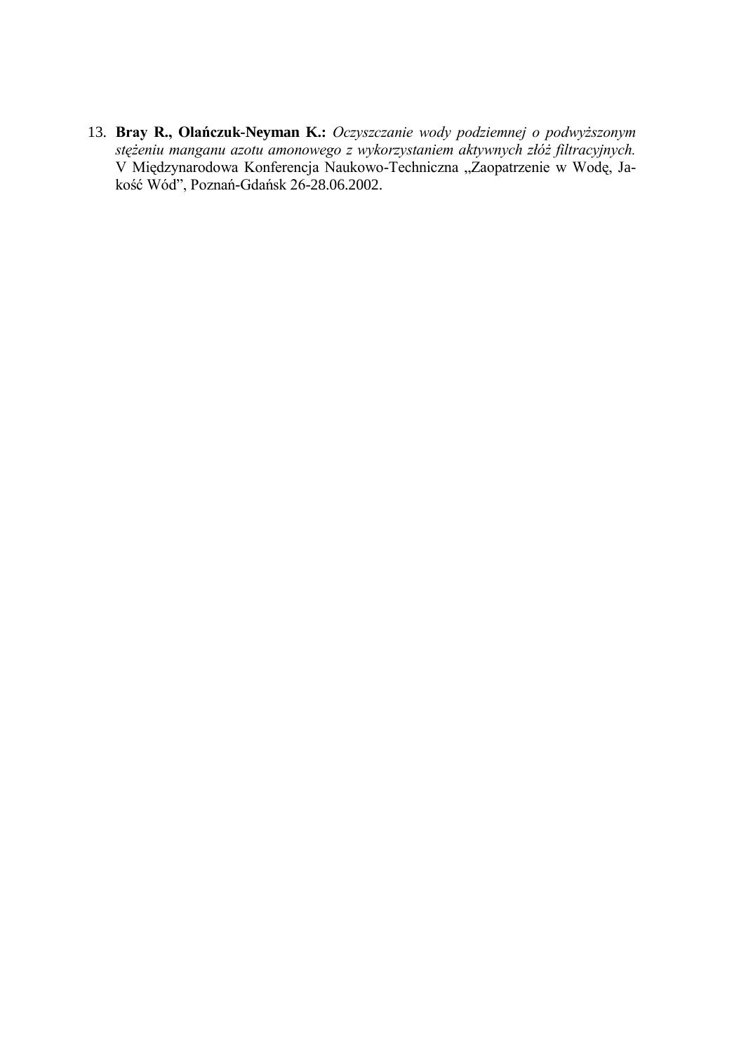13. **Bray R., Olańczuk-Neyman K.:** *Oczyszczanie wody podziemnej o podwyższonym stężeniu manganu azotu amonowego z wykorzystaniem aktywnych złóż filtracyjnych.* V Międzynarodowa Konferencja Naukowo-Techniczna „Zaopatrzenie w Wodę, Jakość Wód", Poznań-Gdańsk 26-28.06.2002.